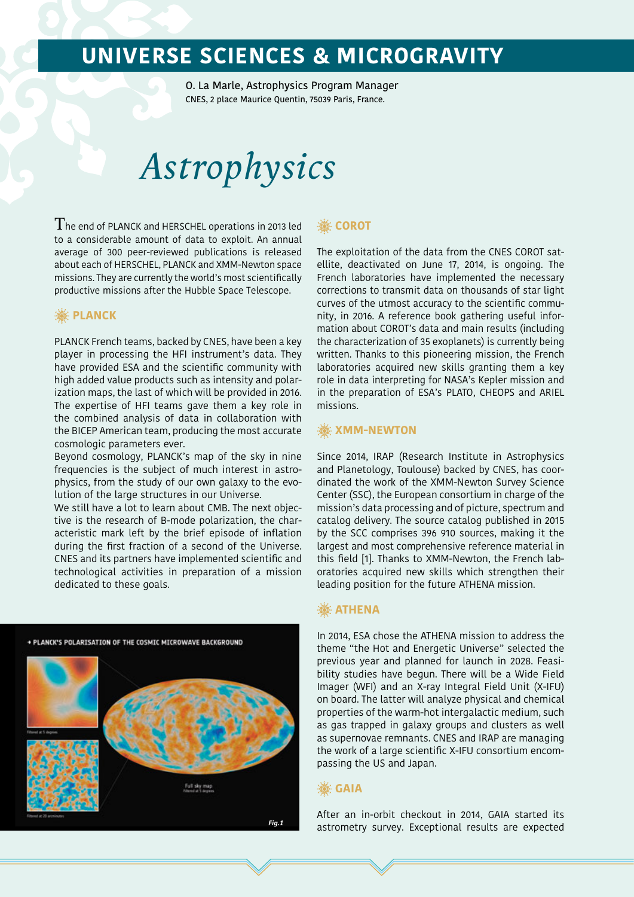# UNIVERSE SCIENCES & MICROGRAVITY

O. La Marle, Astrophysics Program Manager
CNES, 2 place Maurice Quentin, 75039 Paris, France.

# *Astrophysics*

The end of PLANCK and HERSCHEL operations in 2013 led to a considerable amount of data to exploit. An annual average of 300 peer-reviewed publications is released about each of HERSCHEL, PLANCK and XMM-Newton space missions. They are currently the world's most scientifically productive missions after the Hubble Space Telescope.

## PLANCK

PLANCK French teams, backed by CNES, have been a key player in processing the HFI instrument's data. They have provided ESA and the scientific community with high added value products such as intensity and polarization maps, the last of which will be provided in 2016. The expertise of HFI teams gave them a key role in the combined analysis of data in collaboration with the BICEP American team, producing the most accurate cosmologic parameters ever.

Beyond cosmology, PLANCK's map of the sky in nine frequencies is the subject of much interest in astrophysics, from the study of our own galaxy to the evolution of the large structures in our Universe.

We still have a lot to learn about CMB. The next objective is the research of B-mode polarization, the characteristic mark left by the brief episode of inflation during the first fraction of a second of the Universe. CNES and its partners have implemented scientific and technological activities in preparation of a mission dedicated to these goals.

PLANCK'S POLARISATION OF THE COSMIC MICROWAVE BACKGROUND

Fig.1

## COROT

The exploitation of the data from the CNES COROT satellite, deactivated on June 17, 2014, is ongoing. The French laboratories have implemented the necessary corrections to transmit data on thousands of star light curves of the utmost accuracy to the scientific community, in 2016. A reference book gathering useful information about COROT's data and main results (including the characterization of 35 exoplanets) is currently being written. Thanks to this pioneering mission, the French laboratories acquired new skills granting them a key role in data interpreting for NASA's Kepler mission and in the preparation of ESA's PLATO, CHEOPS and ARIEL missions.

## XMM-NEWTON

Since 2014, IRAP (Research Institute in Astrophysics and Planetology, Toulouse) backed by CNES, has coordinated the work of the XMM-Newton Survey Science Center (SSC), the European consortium in charge of the mission's data processing and of picture, spectrum and catalog delivery. The source catalog published in 2015 by the SCC comprises 396 910 sources, making it the largest and most comprehensive reference material in this field [1]. Thanks to XMM-Newton, the French laboratories acquired new skills which strengthen their leading position for the future ATHENA mission.

## ATHENA

In 2014, ESA chose the ATHENA mission to address the theme "the Hot and Energetic Universe" selected the previous year and planned for launch in 2028. Feasibility studies have begun. There will be a Wide Field Imager (WFI) and an X-ray Integral Field Unit (X-IFU) on board. The latter will analyze physical and chemical properties of the warm-hot intergalactic medium, such as gas trapped in galaxy groups and clusters as well as supernovae remnants. CNES and IRAP are managing the work of a large scientific X-IFU consortium encompassing the US and Japan.

## GAIA

After an in-orbit checkout in 2014, GAIA started its astrometry survey. Exceptional results are expected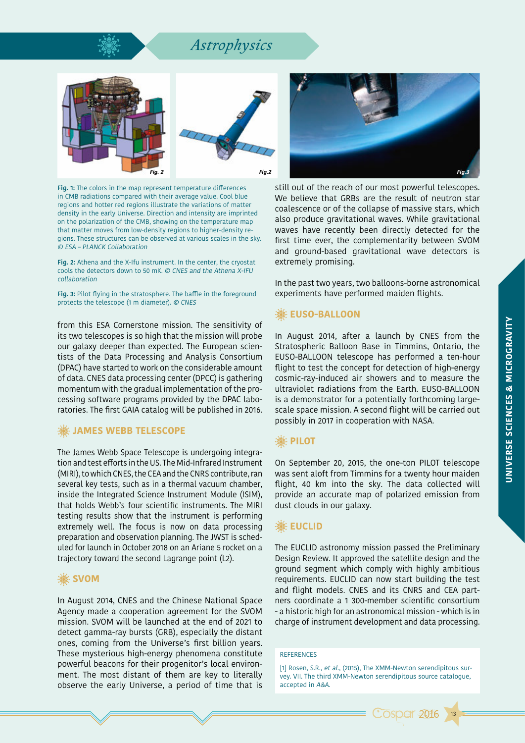## Astrophysics

**Fig. 1:** The colors in the map represent temperature differences in CMB radiations compared with their average value. Cool blue regions and hotter red regions illustrate the variations of matter density in the early Universe. Direction and intensity are imprinted on the polarization of the CMB, showing on the temperature map that matter moves from low-density regions to higher-density regions. These structures can be observed at various scales in the sky. *© ESA – PLANCK Collaboration*

**Fig. 2:** Athena and the X-Ifu instrument. In the center, the cryostat cools the detectors down to 50 mK. *© CNES and the Athena X-IFU collaboration*

**Fig. 3:** Pilot flying in the stratosphere. The baffle in the foreground protects the telescope (1 m diameter). *© CNES*

from this ESA Cornerstone mission. The sensitivity of its two telescopes is so high that the mission will probe our galaxy deeper than expected. The European scientists of the Data Processing and Analysis Consortium (DPAC) have started to work on the considerable amount of data. CNES data processing center (DPCC) is gathering momentum with the gradual implementation of the processing software programs provided by the DPAC laboratories. The first GAIA catalog will be published in 2016.

### JAMES WEBB TELESCOPE

The James Webb Space Telescope is undergoing integration and test efforts in the US. The Mid-Infrared Instrument (MIRI), to which CNES, the CEA and the CNRS contribute, ran several key tests, such as in a thermal vacuum chamber, inside the Integrated Science Instrument Module (ISIM), that holds Webb's four scientific instruments. The MIRI testing results show that the instrument is performing extremely well. The focus is now on data processing preparation and observation planning. The JWST is scheduled for launch in October 2018 on an Ariane 5 rocket on a trajectory toward the second Lagrange point (L2).

### SVOM

In August 2014, CNES and the Chinese National Space Agency made a cooperation agreement for the SVOM mission. SVOM will be launched at the end of 2021 to detect gamma-ray bursts (GRB), especially the distant ones, coming from the Universe's first billion years. These mysterious high-energy phenomena constitute powerful beacons for their progenitor's local environment. The most distant of them are key to literally observe the early Universe, a period of time that is still out of the reach of our most powerful telescopes. We believe that GRBs are the result of neutron star coalescence or of the collapse of massive stars, which also produce gravitational waves. While gravitational waves have recently been directly detected for the first time ever, the complementarity between SVOM and ground-based gravitational wave detectors is extremely promising.

In the past two years, two balloons-borne astronomical experiments have performed maiden flights.

### EUSO-BALLOON

In August 2014, after a launch by CNES from the Stratospheric Balloon Base in Timmins, Ontario, the EUSO-BALLOON telescope has performed a ten-hour flight to test the concept for detection of high-energy cosmic-ray-induced air showers and to measure the ultraviolet radiations from the Earth. EUSO-BALLOON is a demonstrator for a potentially forthcoming large-scale space mission. A second flight will be carried out possibly in 2017 in cooperation with NASA.

### PILOT

On September 20, 2015, the one-ton PILOT telescope was sent aloft from Timmins for a twenty hour maiden flight, 40 km into the sky. The data collected will provide an accurate map of polarized emission from dust clouds in our galaxy.

### EUCLID

The EUCLID astronomy mission passed the Preliminary Design Review. It approved the satellite design and the ground segment which comply with highly ambitious requirements. EUCLID can now start building the test and flight models. CNES and its CNRS and CEA partners coordinate a 1 300-member scientific consortium - a historic high for an astronomical mission - which is in charge of instrument development and data processing.

REFERENCES

[1] Rosen, S.R., *et al.*, (2015), The XMM-Newton serendipitous survey. VII. The third XMM-Newton serendipitous source catalogue, accepted in *A&A*.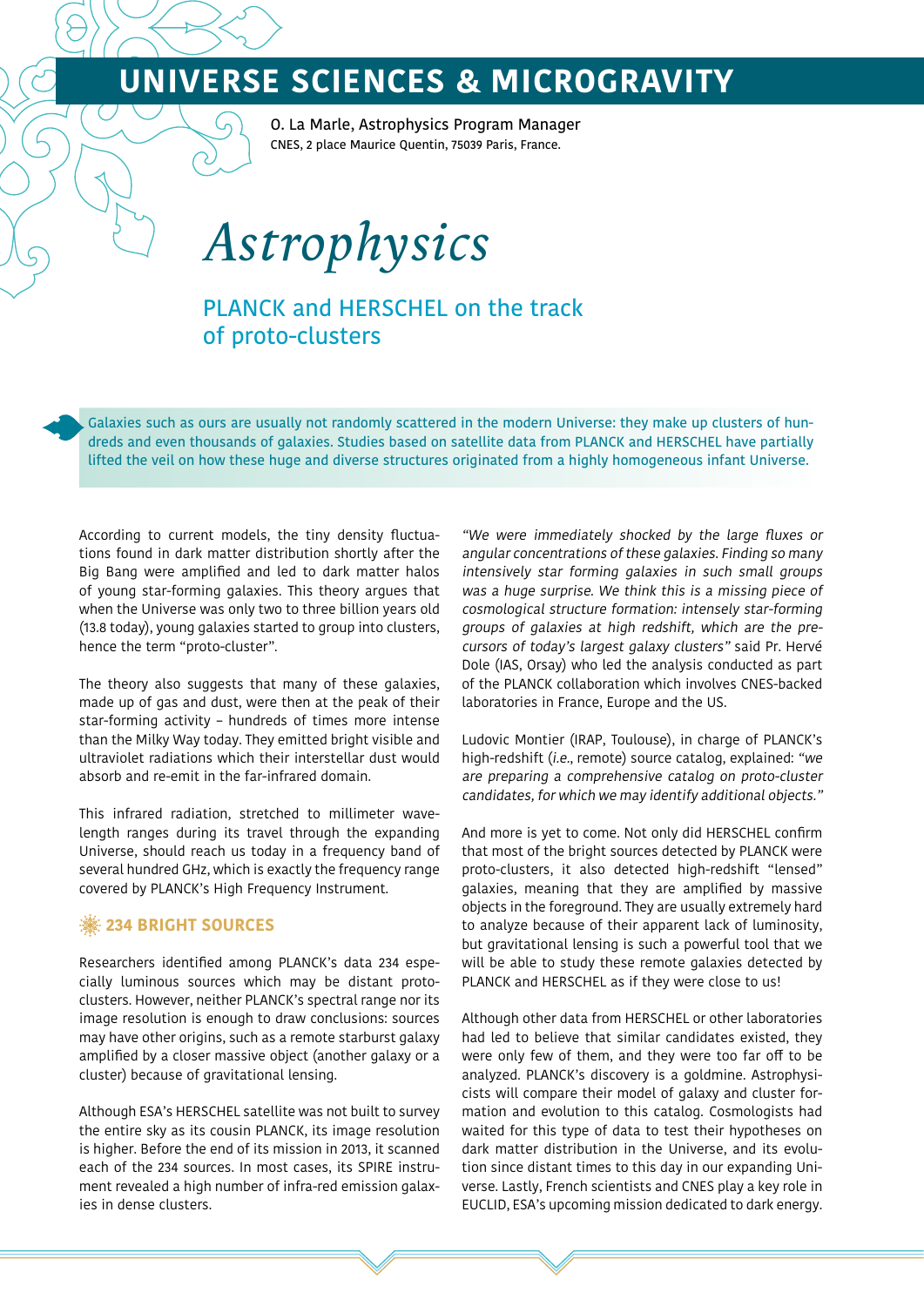# UNIVERSE SCIENCES & MICROGRAVITY

O. La Marle, Astrophysics Program Manager
CNES, 2 place Maurice Quentin, 75039 Paris, France.

# *Astrophysics*

## PLANCK and HERSCHEL on the track of proto-clusters

Galaxies such as ours are usually not randomly scattered in the modern Universe: they make up clusters of hundreds and even thousands of galaxies. Studies based on satellite data from PLANCK and HERSCHEL have partially lifted the veil on how these huge and diverse structures originated from a highly homogeneous infant Universe.

According to current models, the tiny density fluctuations found in dark matter distribution shortly after the Big Bang were amplified and led to dark matter halos of young star-forming galaxies. This theory argues that when the Universe was only two to three billion years old (13.8 today), young galaxies started to group into clusters, hence the term "proto-cluster".

The theory also suggests that many of these galaxies, made up of gas and dust, were then at the peak of their star-forming activity – hundreds of times more intense than the Milky Way today. They emitted bright visible and ultraviolet radiations which their interstellar dust would absorb and re-emit in the far-infrared domain.

This infrared radiation, stretched to millimeter wavelength ranges during its travel through the expanding Universe, should reach us today in a frequency band of several hundred GHz, which is exactly the frequency range covered by PLANCK's High Frequency Instrument.

### 234 BRIGHT SOURCES

Researchers identified among PLANCK's data 234 especially luminous sources which may be distant proto-clusters. However, neither PLANCK's spectral range nor its image resolution is enough to draw conclusions: sources may have other origins, such as a remote starburst galaxy amplified by a closer massive object (another galaxy or a cluster) because of gravitational lensing.

Although ESA's HERSCHEL satellite was not built to survey the entire sky as its cousin PLANCK, its image resolution is higher. Before the end of its mission in 2013, it scanned each of the 234 sources. In most cases, its SPIRE instrument revealed a high number of infra-red emission galaxies in dense clusters.

*"We were immediately shocked by the large fluxes or angular concentrations of these galaxies. Finding so many intensively star forming galaxies in such small groups was a huge surprise. We think this is a missing piece of cosmological structure formation: intensely star-forming groups of galaxies at high redshift, which are the precursors of today's largest galaxy clusters"* said Pr. Hervé Dole (IAS, Orsay) who led the analysis conducted as part of the PLANCK collaboration which involves CNES-backed laboratories in France, Europe and the US.

Ludovic Montier (IRAP, Toulouse), in charge of PLANCK's high-redshift (*i.e.*, remote) source catalog, explained: *"we are preparing a comprehensive catalog on proto-cluster candidates, for which we may identify additional objects."*

And more is yet to come. Not only did HERSCHEL confirm that most of the bright sources detected by PLANCK were proto-clusters, it also detected high-redshift "lensed" galaxies, meaning that they are amplified by massive objects in the foreground. They are usually extremely hard to analyze because of their apparent lack of luminosity, but gravitational lensing is such a powerful tool that we will be able to study these remote galaxies detected by PLANCK and HERSCHEL as if they were close to us!

Although other data from HERSCHEL or other laboratories had led to believe that similar candidates existed, they were only few of them, and they were too far off to be analyzed. PLANCK's discovery is a goldmine. Astrophysicists will compare their model of galaxy and cluster formation and evolution to this catalog. Cosmologists had waited for this type of data to test their hypotheses on dark matter distribution in the Universe, and its evolution since distant times to this day in our expanding Universe. Lastly, French scientists and CNES play a key role in EUCLID, ESA's upcoming mission dedicated to dark energy.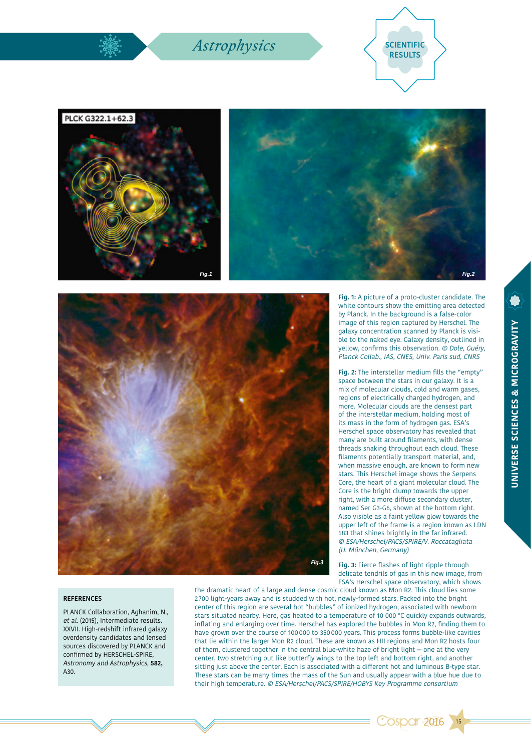# Astrophysics

SCIENTIFIC RESULTS

**Fig. 1:** A picture of a proto-cluster candidate. The white contours show the emitting area detected by Planck. In the background is a false-color image of this region captured by Herschel. The galaxy concentration scanned by Planck is visible to the naked eye. Galaxy density, outlined in yellow, confirms this observation. *© Dole, Guéry, Planck Collab., IAS, CNES, Univ. Paris sud, CNRS*

**Fig. 2:** The interstellar medium fills the "empty" space between the stars in our galaxy. It is a mix of molecular clouds, cold and warm gases, regions of electrically charged hydrogen, and more. Molecular clouds are the densest part of the interstellar medium, holding most of its mass in the form of hydrogen gas. ESA's Herschel space observatory has revealed that many are built around filaments, with dense threads snaking throughout each cloud. These filaments potentially transport material, and, when massive enough, are known to form new stars. This Herschel image shows the Serpens Core, the heart of a giant molecular cloud. The Core is the bright clump towards the upper right, with a more diffuse secondary cluster, named Ser G3-G6, shown at the bottom right. Also visible as a faint yellow glow towards the upper left of the frame is a region known as LDN 583 that shines brightly in the far infrared. *© ESA/Herschel/PACS/SPIRE/V. Roccatagliata (U. München, Germany)*

**Fig. 3:** Fierce flashes of light ripple through delicate tendrils of gas in this new image, from ESA's Herschel space observatory, which shows the dramatic heart of a large and dense cosmic cloud known as Mon R2. This cloud lies some 2700 light-years away and is studded with hot, newly-formed stars. Packed into the bright center of this region are several hot "bubbles" of ionized hydrogen, associated with newborn stars situated nearby. Here, gas heated to a temperature of 10 000 °C quickly expands outwards, inflating and enlarging over time. Herschel has explored the bubbles in Mon R2, finding them to have grown over the course of 100 000 to 350 000 years. This process forms bubble-like cavities that lie within the larger Mon R2 cloud. These are known as HII regions and Mon R2 hosts four of them, clustered together in the central blue-white haze of bright light – one at the very center, two stretching out like butterfly wings to the top left and bottom right, and another sitting just above the center. Each is associated with a different hot and luminous B-type star. These stars can be many times the mass of the Sun and usually appear with a blue hue due to their high temperature. *© ESA/Herschel/PACS/SPIRE/HOBYS Key Programme consortium*

## REFERENCES

PLANCK Collaboration, Aghanim, N., *et al.* (2015), Intermediate results. XXVII. High-redshift infrared galaxy overdensity candidates and lensed sources discovered by PLANCK and confirmed by HERSCHEL-SPIRE, *Astronomy and Astrophysics*, **582**, A30.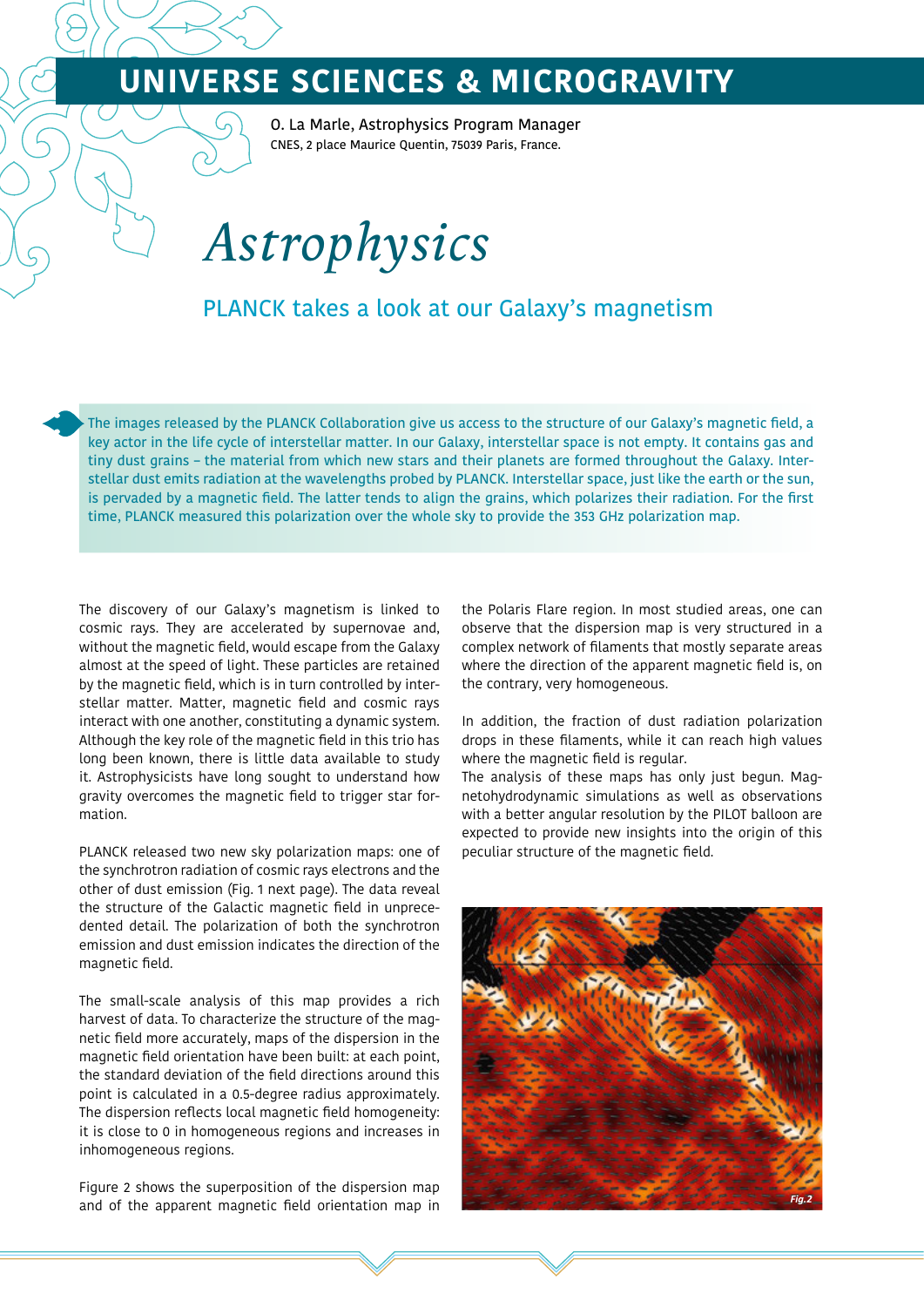# UNIVERSE SCIENCES & MICROGRAVITY

O. La Marle, Astrophysics Program Manager
CNES, 2 place Maurice Quentin, 75039 Paris, France.

# *Astrophysics*

## PLANCK takes a look at our Galaxy's magnetism

The images released by the PLANCK Collaboration give us access to the structure of our Galaxy's magnetic field, a key actor in the life cycle of interstellar matter. In our Galaxy, interstellar space is not empty. It contains gas and tiny dust grains – the material from which new stars and their planets are formed throughout the Galaxy. Interstellar dust emits radiation at the wavelengths probed by PLANCK. Interstellar space, just like the earth or the sun, is pervaded by a magnetic field. The latter tends to align the grains, which polarizes their radiation. For the first time, PLANCK measured this polarization over the whole sky to provide the 353 GHz polarization map.

The discovery of our Galaxy's magnetism is linked to cosmic rays. They are accelerated by supernovae and, without the magnetic field, would escape from the Galaxy almost at the speed of light. These particles are retained by the magnetic field, which is in turn controlled by interstellar matter. Matter, magnetic field and cosmic rays interact with one another, constituting a dynamic system. Although the key role of the magnetic field in this trio has long been known, there is little data available to study it. Astrophysicists have long sought to understand how gravity overcomes the magnetic field to trigger star formation.

PLANCK released two new sky polarization maps: one of the synchrotron radiation of cosmic rays electrons and the other of dust emission (Fig. 1 next page). The data reveal the structure of the Galactic magnetic field in unprecedented detail. The polarization of both the synchrotron emission and dust emission indicates the direction of the magnetic field.

The small-scale analysis of this map provides a rich harvest of data. To characterize the structure of the magnetic field more accurately, maps of the dispersion in the magnetic field orientation have been built: at each point, the standard deviation of the field directions around this point is calculated in a 0.5-degree radius approximately. The dispersion reflects local magnetic field homogeneity: it is close to 0 in homogeneous regions and increases in inhomogeneous regions.

Figure 2 shows the superposition of the dispersion map and of the apparent magnetic field orientation map in the Polaris Flare region. In most studied areas, one can observe that the dispersion map is very structured in a complex network of filaments that mostly separate areas where the direction of the apparent magnetic field is, on the contrary, very homogeneous.

In addition, the fraction of dust radiation polarization drops in these filaments, while it can reach high values where the magnetic field is regular.

The analysis of these maps has only just begun. Magnetohydrodynamic simulations as well as observations with a better angular resolution by the PILOT balloon are expected to provide new insights into the origin of this peculiar structure of the magnetic field.

*Fig.2*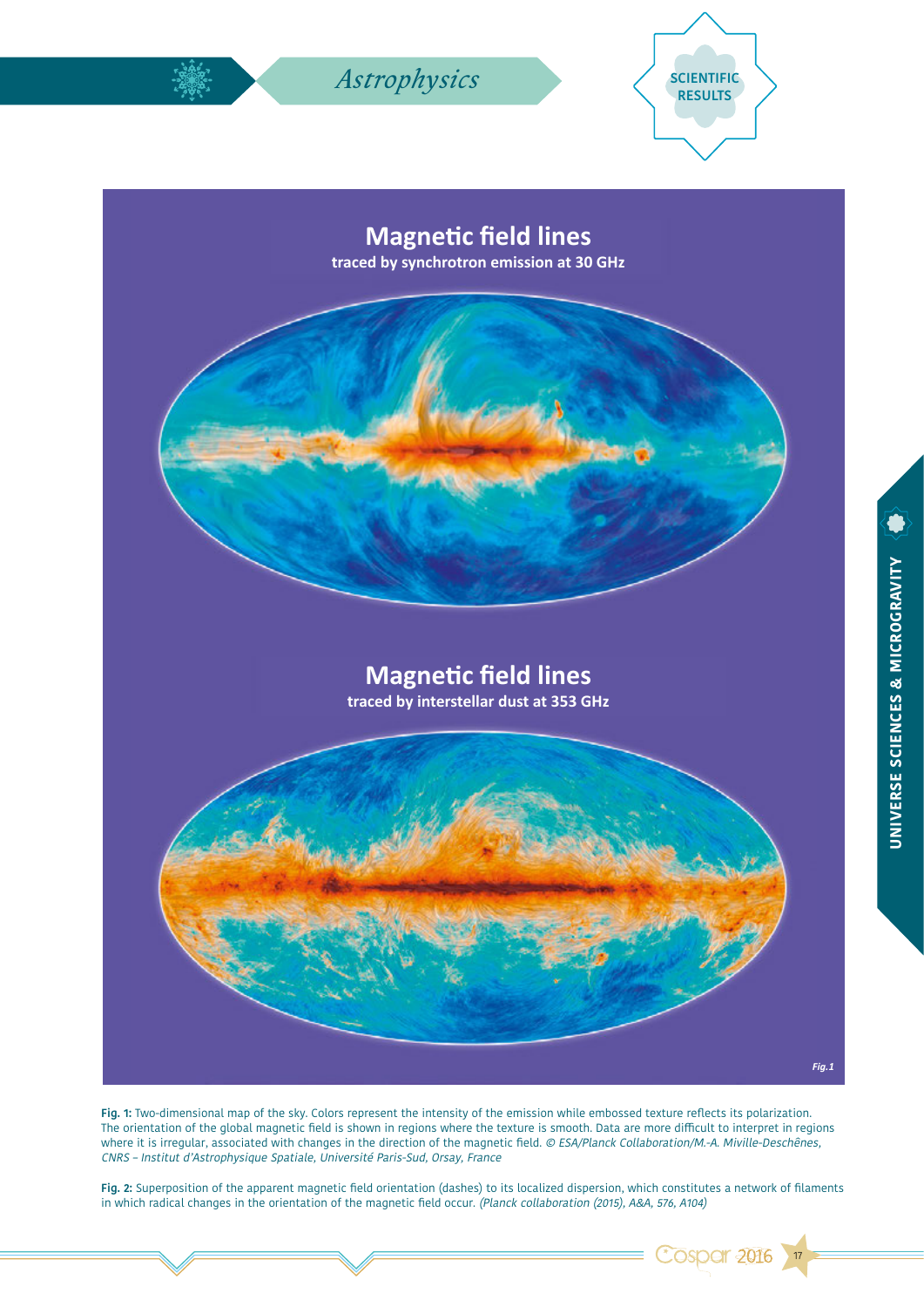## Magnetic field lines

**traced by synchrotron emission at 30 GHz**

## Magnetic field lines

**traced by interstellar dust at 353 GHz**

*Fig.1*

**Fig. 1:** Two-dimensional map of the sky. Colors represent the intensity of the emission while embossed texture reflects its polarization. The orientation of the global magnetic field is shown in regions where the texture is smooth. Data are more difficult to interpret in regions where it is irregular, associated with changes in the direction of the magnetic field. *© ESA/Planck Collaboration/M.-A. Miville-Deschênes, CNRS – Institut d'Astrophysique Spatiale, Université Paris-Sud, Orsay, France*

**Fig. 2:** Superposition of the apparent magnetic field orientation (dashes) to its localized dispersion, which constitutes a network of filaments in which radical changes in the orientation of the magnetic field occur. *(Planck collaboration (2015), A&A, 576, A104)*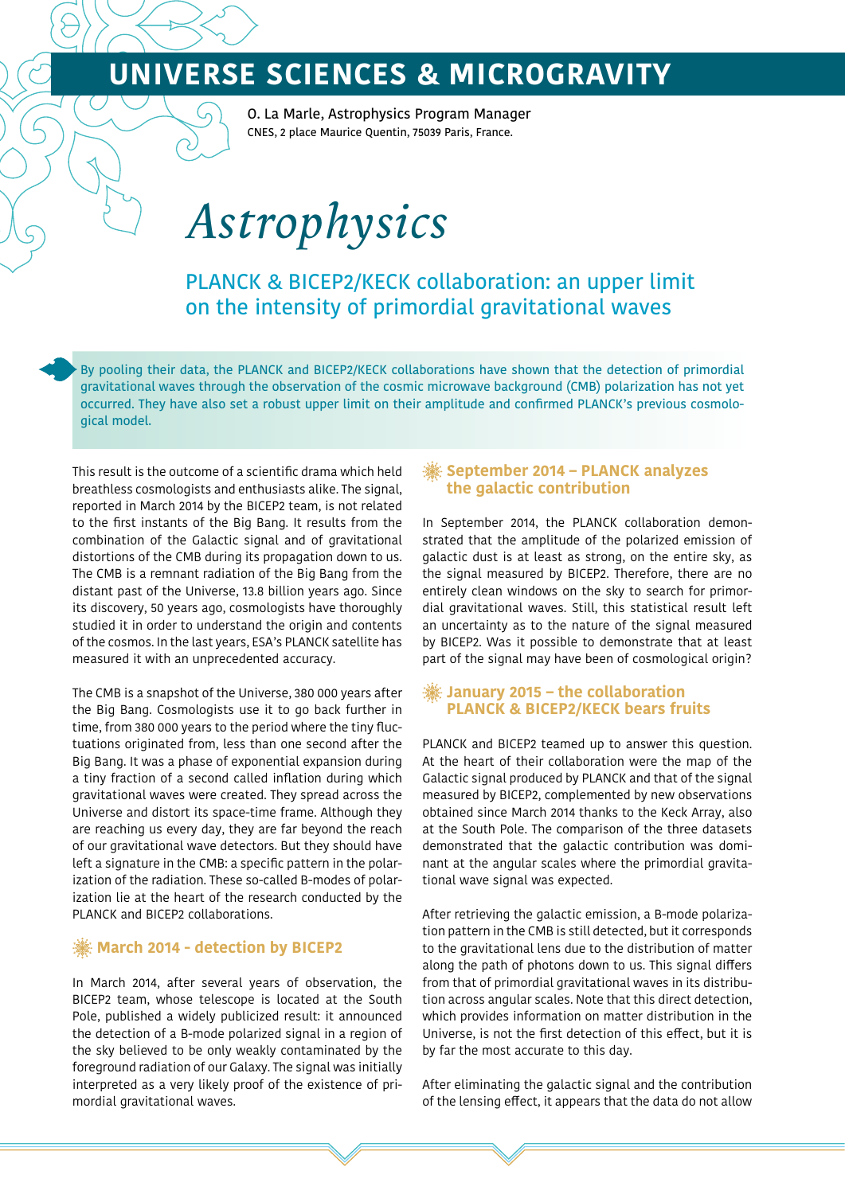// UNIVERSE SCIENCES & MICROGRAVITY

O. La Marle, Astrophysics Program Manager
CNES, 2 place Maurice Quentin, 75039 Paris, France.

# Astrophysics

## PLANCK & BICEP2/KECK collaboration: an upper limit on the intensity of primordial gravitational waves

By pooling their data, the PLANCK and BICEP2/KECK collaborations have shown that the detection of primordial gravitational waves through the observation of the cosmic microwave background (CMB) polarization has not yet occurred. They have also set a robust upper limit on their amplitude and confirmed PLANCK's previous cosmological model.

This result is the outcome of a scientific drama which held breathless cosmologists and enthusiasts alike. The signal, reported in March 2014 by the BICEP2 team, is not related to the first instants of the Big Bang. It results from the combination of the Galactic signal and of gravitational distortions of the CMB during its propagation down to us. The CMB is a remnant radiation of the Big Bang from the distant past of the Universe, 13.8 billion years ago. Since its discovery, 50 years ago, cosmologists have thoroughly studied it in order to understand the origin and contents of the cosmos. In the last years, ESA's PLANCK satellite has measured it with an unprecedented accuracy.

The CMB is a snapshot of the Universe, 380 000 years after the Big Bang. Cosmologists use it to go back further in time, from 380 000 years to the period where the tiny fluctuations originated from, less than one second after the Big Bang. It was a phase of exponential expansion during a tiny fraction of a second called inflation during which gravitational waves were created. They spread across the Universe and distort its space-time frame. Although they are reaching us every day, they are far beyond the reach of our gravitational wave detectors. But they should have left a signature in the CMB: a specific pattern in the polarization of the radiation. These so-called B-modes of polarization lie at the heart of the research conducted by the PLANCK and BICEP2 collaborations.

### March 2014 - detection by BICEP2

In March 2014, after several years of observation, the BICEP2 team, whose telescope is located at the South Pole, published a widely publicized result: it announced the detection of a B-mode polarized signal in a region of the sky believed to be only weakly contaminated by the foreground radiation of our Galaxy. The signal was initially interpreted as a very likely proof of the existence of primordial gravitational waves.

### September 2014 – PLANCK analyzes the galactic contribution

In September 2014, the PLANCK collaboration demonstrated that the amplitude of the polarized emission of galactic dust is at least as strong, on the entire sky, as the signal measured by BICEP2. Therefore, there are no entirely clean windows on the sky to search for primordial gravitational waves. Still, this statistical result left an uncertainty as to the nature of the signal measured by BICEP2. Was it possible to demonstrate that at least part of the signal may have been of cosmological origin?

### January 2015 – the collaboration PLANCK & BICEP2/KECK bears fruits

PLANCK and BICEP2 teamed up to answer this question. At the heart of their collaboration were the map of the Galactic signal produced by PLANCK and that of the signal measured by BICEP2, complemented by new observations obtained since March 2014 thanks to the Keck Array, also at the South Pole. The comparison of the three datasets demonstrated that the galactic contribution was dominant at the angular scales where the primordial gravitational wave signal was expected.

After retrieving the galactic emission, a B-mode polarization pattern in the CMB is still detected, but it corresponds to the gravitational lens due to the distribution of matter along the path of photons down to us. This signal differs from that of primordial gravitational waves in its distribution across angular scales. Note that this direct detection, which provides information on matter distribution in the Universe, is not the first detection of this effect, but it is by far the most accurate to this day.

After eliminating the galactic signal and the contribution of the lensing effect, it appears that the data do not allow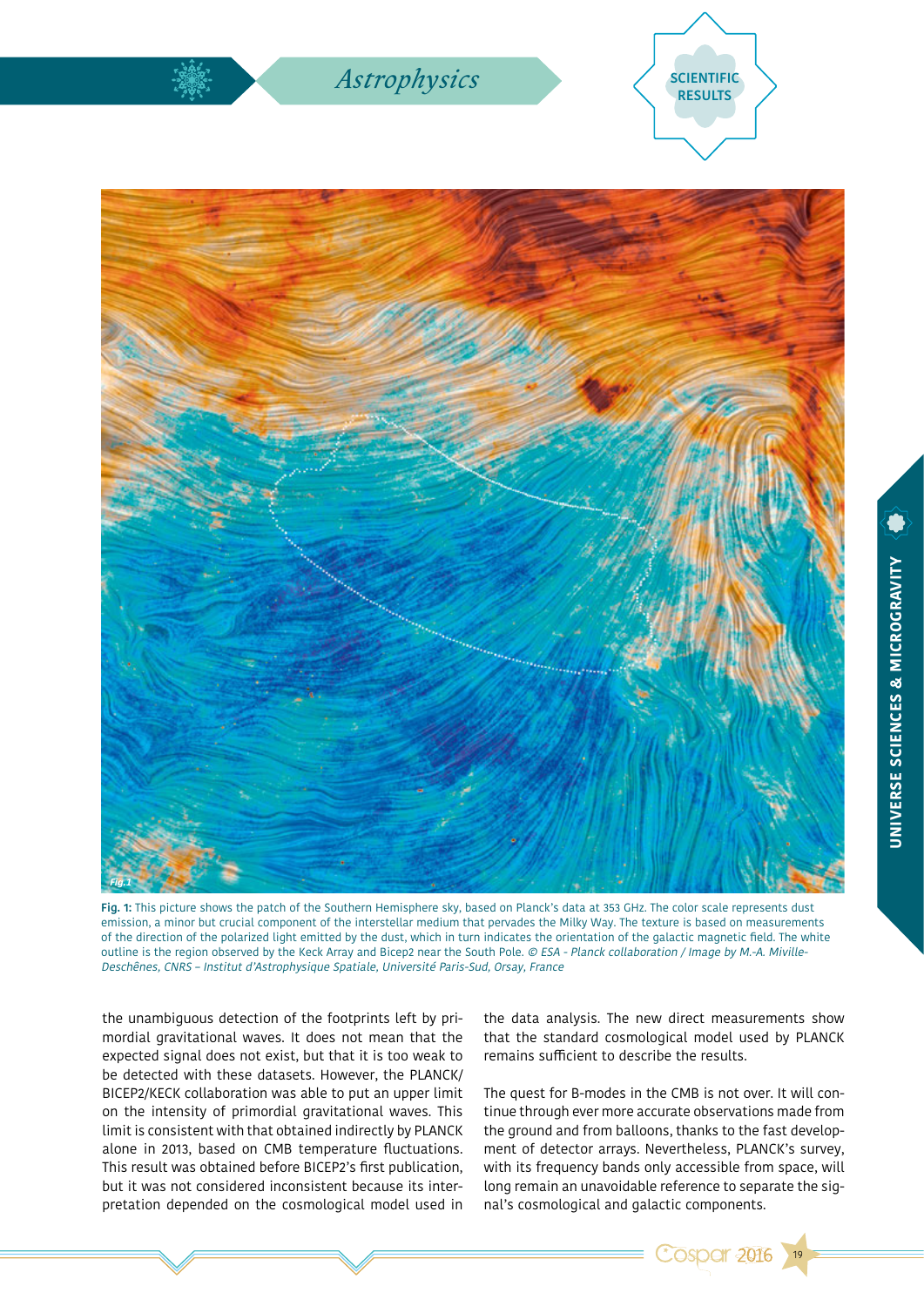Fig. 1: This picture shows the patch of the Southern Hemisphere sky, based on Planck's data at 353 GHz. The color scale represents dust emission, a minor but crucial component of the interstellar medium that pervades the Milky Way. The texture is based on measurements of the direction of the polarized light emitted by the dust, which in turn indicates the orientation of the galactic magnetic field. The white outline is the region observed by the Keck Array and Bicep2 near the South Pole. *© ESA - Planck collaboration / Image by M.-A. Miville-Deschênes, CNRS – Institut d'Astrophysique Spatiale, Université Paris-Sud, Orsay, France*

the unambiguous detection of the footprints left by primordial gravitational waves. It does not mean that the expected signal does not exist, but that it is too weak to be detected with these datasets. However, the PLANCK/BICEP2/KECK collaboration was able to put an upper limit on the intensity of primordial gravitational waves. This limit is consistent with that obtained indirectly by PLANCK alone in 2013, based on CMB temperature fluctuations. This result was obtained before BICEP2's first publication, but it was not considered inconsistent because its interpretation depended on the cosmological model used in the data analysis. The new direct measurements show that the standard cosmological model used by PLANCK remains sufficient to describe the results.

The quest for B-modes in the CMB is not over. It will continue through ever more accurate observations made from the ground and from balloons, thanks to the fast development of detector arrays. Nevertheless, PLANCK's survey, with its frequency bands only accessible from space, will long remain an unavoidable reference to separate the signal's cosmological and galactic components.